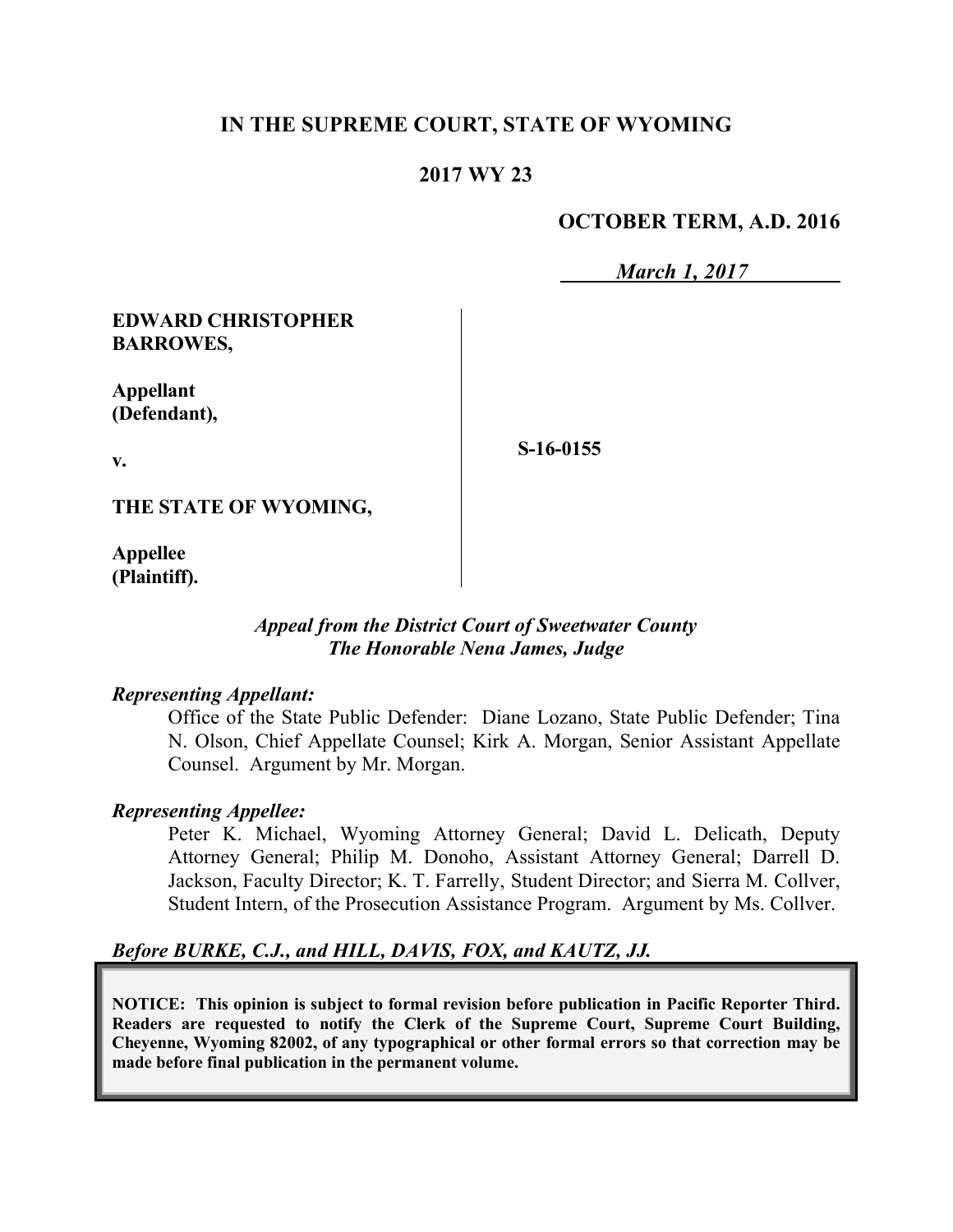# IN THE SUPREME COURT, STATE OF WYOMING

## 2017 WY 23

**OCTOBER TERM, A.D. 2016**

***March 1, 2017***

**EDWARD CHRISTOPHER BARROWES,**

**Appellant (Defendant),**

**v.**

**THE STATE OF WYOMING,**

**Appellee (Plaintiff).**

**S-16-0155**

***Appeal from the District Court of Sweetwater County***
***The Honorable Nena James, Judge***

***Representing Appellant:***

Office of the State Public Defender: Diane Lozano, State Public Defender; Tina N. Olson, Chief Appellate Counsel; Kirk A. Morgan, Senior Assistant Appellate Counsel. Argument by Mr. Morgan.

***Representing Appellee:***

Peter K. Michael, Wyoming Attorney General; David L. Delicath, Deputy Attorney General; Philip M. Donoho, Assistant Attorney General; Darrell D. Jackson, Faculty Director; K. T. Farrelly, Student Director; and Sierra M. Collver, Student Intern, of the Prosecution Assistance Program. Argument by Ms. Collver.

***Before BURKE, C.J., and HILL, DAVIS, FOX, and KAUTZ, JJ.***

**NOTICE: This opinion is subject to formal revision before publication in Pacific Reporter Third. Readers are requested to notify the Clerk of the Supreme Court, Supreme Court Building, Cheyenne, Wyoming 82002, of any typographical or other formal errors so that correction may be made before final publication in the permanent volume.**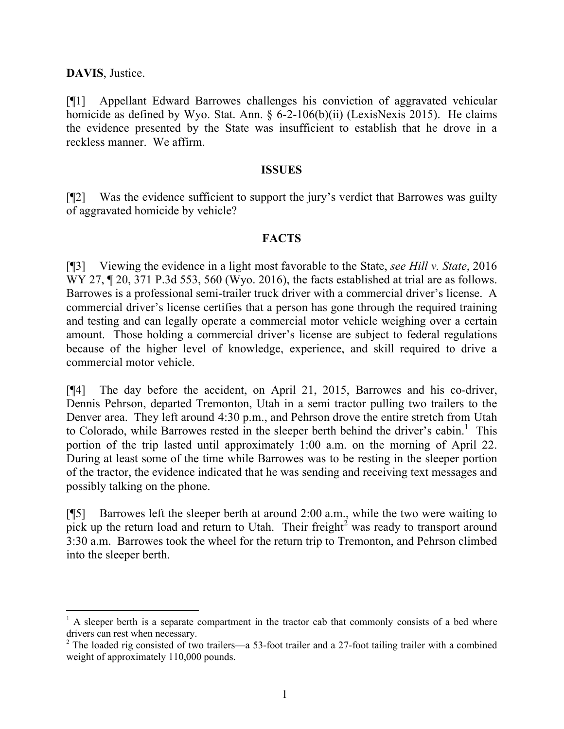**DAVIS**, Justice.

[¶1] Appellant Edward Barrowes challenges his conviction of aggravated vehicular homicide as defined by Wyo. Stat. Ann. § 6-2-106(b)(ii) (LexisNexis 2015). He claims the evidence presented by the State was insufficient to establish that he drove in a reckless manner. We affirm.

## ISSUES

[¶2] Was the evidence sufficient to support the jury's verdict that Barrowes was guilty of aggravated homicide by vehicle?

## FACTS

[¶3] Viewing the evidence in a light most favorable to the State, *see Hill v. State*, 2016 WY 27, ¶ 20, 371 P.3d 553, 560 (Wyo. 2016), the facts established at trial are as follows. Barrowes is a professional semi-trailer truck driver with a commercial driver's license. A commercial driver's license certifies that a person has gone through the required training and testing and can legally operate a commercial motor vehicle weighing over a certain amount. Those holding a commercial driver's license are subject to federal regulations because of the higher level of knowledge, experience, and skill required to drive a commercial motor vehicle.

[¶4] The day before the accident, on April 21, 2015, Barrowes and his co-driver, Dennis Pehrson, departed Tremonton, Utah in a semi tractor pulling two trailers to the Denver area. They left around 4:30 p.m., and Pehrson drove the entire stretch from Utah to Colorado, while Barrowes rested in the sleeper berth behind the driver's cabin.[1] This portion of the trip lasted until approximately 1:00 a.m. on the morning of April 22. During at least some of the time while Barrowes was to be resting in the sleeper portion of the tractor, the evidence indicated that he was sending and receiving text messages and possibly talking on the phone.

[¶5] Barrowes left the sleeper berth at around 2:00 a.m., while the two were waiting to pick up the return load and return to Utah. Their freight[2] was ready to transport around 3:30 a.m. Barrowes took the wheel for the return trip to Tremonton, and Pehrson climbed into the sleeper berth.

---

[1] A sleeper berth is a separate compartment in the tractor cab that commonly consists of a bed where drivers can rest when necessary.

[2] The loaded rig consisted of two trailers—a 53-foot trailer and a 27-foot tailing trailer with a combined weight of approximately 110,000 pounds.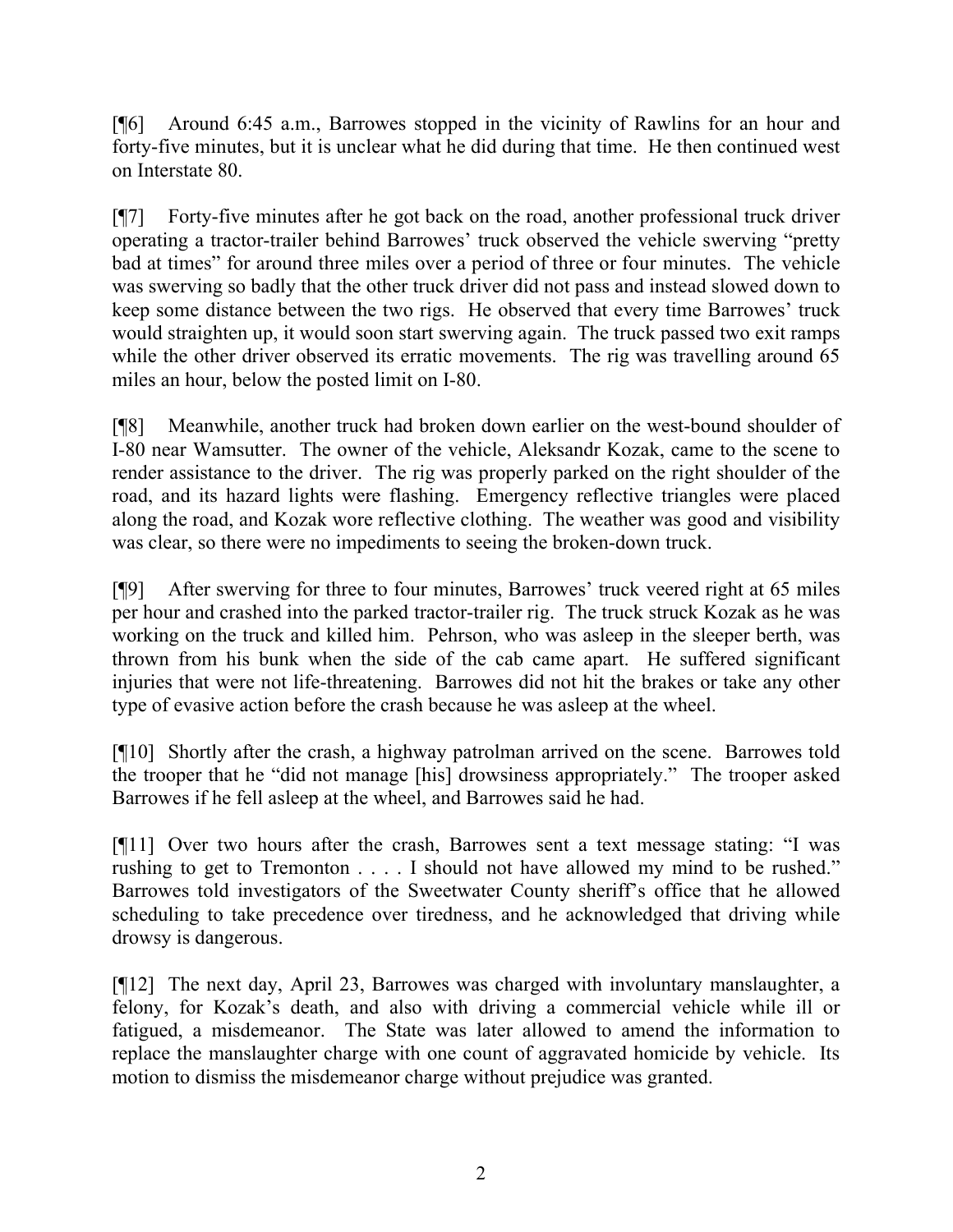[¶6] Around 6:45 a.m., Barrowes stopped in the vicinity of Rawlins for an hour and forty-five minutes, but it is unclear what he did during that time. He then continued west on Interstate 80.

[¶7] Forty-five minutes after he got back on the road, another professional truck driver operating a tractor-trailer behind Barrowes' truck observed the vehicle swerving "pretty bad at times" for around three miles over a period of three or four minutes. The vehicle was swerving so badly that the other truck driver did not pass and instead slowed down to keep some distance between the two rigs. He observed that every time Barrowes' truck would straighten up, it would soon start swerving again. The truck passed two exit ramps while the other driver observed its erratic movements. The rig was travelling around 65 miles an hour, below the posted limit on I-80.

[¶8] Meanwhile, another truck had broken down earlier on the west-bound shoulder of I-80 near Wamsutter. The owner of the vehicle, Aleksandr Kozak, came to the scene to render assistance to the driver. The rig was properly parked on the right shoulder of the road, and its hazard lights were flashing. Emergency reflective triangles were placed along the road, and Kozak wore reflective clothing. The weather was good and visibility was clear, so there were no impediments to seeing the broken-down truck.

[¶9] After swerving for three to four minutes, Barrowes' truck veered right at 65 miles per hour and crashed into the parked tractor-trailer rig. The truck struck Kozak as he was working on the truck and killed him. Pehrson, who was asleep in the sleeper berth, was thrown from his bunk when the side of the cab came apart. He suffered significant injuries that were not life-threatening. Barrowes did not hit the brakes or take any other type of evasive action before the crash because he was asleep at the wheel.

[¶10] Shortly after the crash, a highway patrolman arrived on the scene. Barrowes told the trooper that he "did not manage [his] drowsiness appropriately." The trooper asked Barrowes if he fell asleep at the wheel, and Barrowes said he had.

[¶11] Over two hours after the crash, Barrowes sent a text message stating: "I was rushing to get to Tremonton . . . . I should not have allowed my mind to be rushed." Barrowes told investigators of the Sweetwater County sheriff's office that he allowed scheduling to take precedence over tiredness, and he acknowledged that driving while drowsy is dangerous.

[¶12] The next day, April 23, Barrowes was charged with involuntary manslaughter, a felony, for Kozak's death, and also with driving a commercial vehicle while ill or fatigued, a misdemeanor. The State was later allowed to amend the information to replace the manslaughter charge with one count of aggravated homicide by vehicle. Its motion to dismiss the misdemeanor charge without prejudice was granted.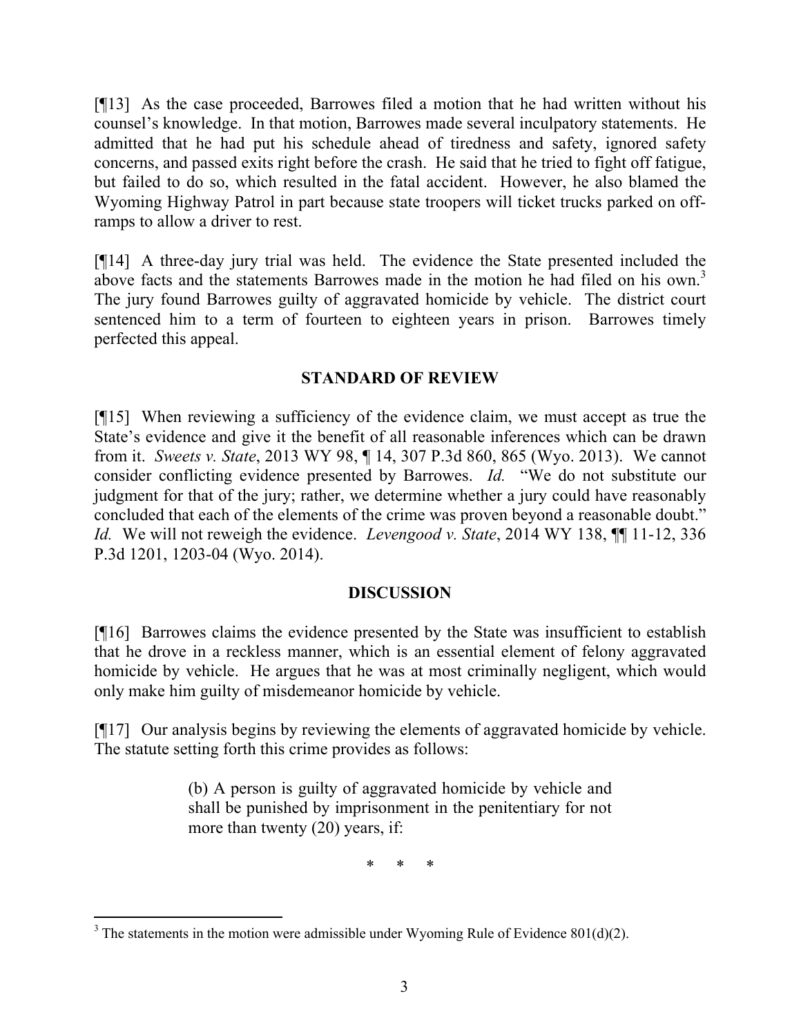[¶13] As the case proceeded, Barrowes filed a motion that he had written without his counsel's knowledge. In that motion, Barrowes made several inculpatory statements. He admitted that he had put his schedule ahead of tiredness and safety, ignored safety concerns, and passed exits right before the crash. He said that he tried to fight off fatigue, but failed to do so, which resulted in the fatal accident. However, he also blamed the Wyoming Highway Patrol in part because state troopers will ticket trucks parked on off-ramps to allow a driver to rest.

[¶14] A three-day jury trial was held. The evidence the State presented included the above facts and the statements Barrowes made in the motion he had filed on his own.[3] The jury found Barrowes guilty of aggravated homicide by vehicle. The district court sentenced him to a term of fourteen to eighteen years in prison. Barrowes timely perfected this appeal.

## STANDARD OF REVIEW

[¶15] When reviewing a sufficiency of the evidence claim, we must accept as true the State's evidence and give it the benefit of all reasonable inferences which can be drawn from it. *Sweets v. State*, 2013 WY 98, ¶ 14, 307 P.3d 860, 865 (Wyo. 2013). We cannot consider conflicting evidence presented by Barrowes. *Id.* "We do not substitute our judgment for that of the jury; rather, we determine whether a jury could have reasonably concluded that each of the elements of the crime was proven beyond a reasonable doubt." *Id.* We will not reweigh the evidence. *Levengood v. State*, 2014 WY 138, ¶¶ 11-12, 336 P.3d 1201, 1203-04 (Wyo. 2014).

## DISCUSSION

[¶16] Barrowes claims the evidence presented by the State was insufficient to establish that he drove in a reckless manner, which is an essential element of felony aggravated homicide by vehicle. He argues that he was at most criminally negligent, which would only make him guilty of misdemeanor homicide by vehicle.

[¶17] Our analysis begins by reviewing the elements of aggravated homicide by vehicle. The statute setting forth this crime provides as follows:

> (b) A person is guilty of aggravated homicide by vehicle and shall be punished by imprisonment in the penitentiary for not more than twenty (20) years, if:
>
> \* \* \*

---

[3] The statements in the motion were admissible under Wyoming Rule of Evidence 801(d)(2).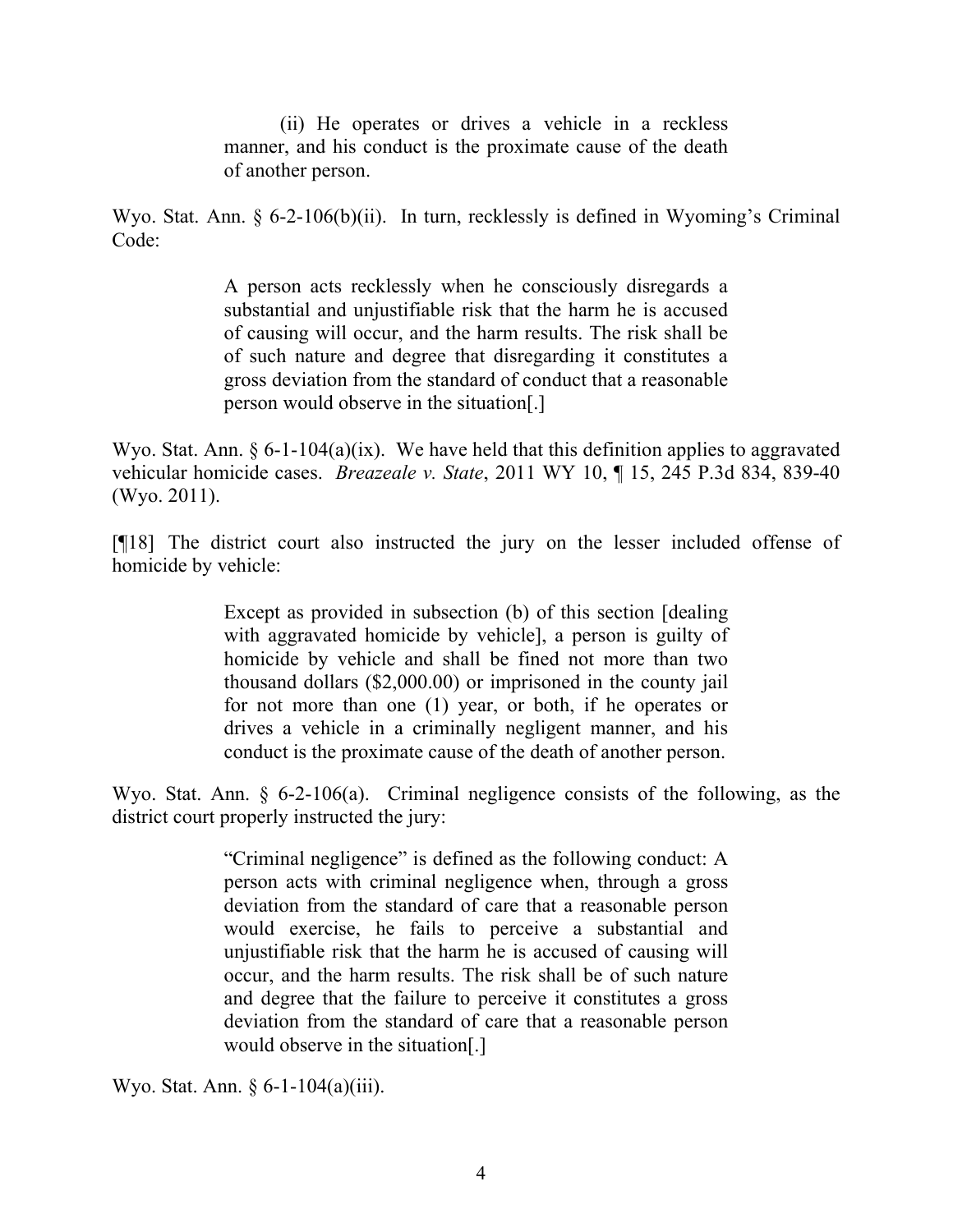> (ii) He operates or drives a vehicle in a reckless manner, and his conduct is the proximate cause of the death of another person.

Wyo. Stat. Ann. § 6-2-106(b)(ii). In turn, recklessly is defined in Wyoming's Criminal Code:

> A person acts recklessly when he consciously disregards a substantial and unjustifiable risk that the harm he is accused of causing will occur, and the harm results. The risk shall be of such nature and degree that disregarding it constitutes a gross deviation from the standard of conduct that a reasonable person would observe in the situation[.]

Wyo. Stat. Ann. § 6-1-104(a)(ix). We have held that this definition applies to aggravated vehicular homicide cases. *Breazeale v. State*, 2011 WY 10, ¶ 15, 245 P.3d 834, 839-40 (Wyo. 2011).

[¶18] The district court also instructed the jury on the lesser included offense of homicide by vehicle:

> Except as provided in subsection (b) of this section [dealing with aggravated homicide by vehicle], a person is guilty of homicide by vehicle and shall be fined not more than two thousand dollars ($2,000.00) or imprisoned in the county jail for not more than one (1) year, or both, if he operates or drives a vehicle in a criminally negligent manner, and his conduct is the proximate cause of the death of another person.

Wyo. Stat. Ann. § 6-2-106(a). Criminal negligence consists of the following, as the district court properly instructed the jury:

> "Criminal negligence" is defined as the following conduct: A person acts with criminal negligence when, through a gross deviation from the standard of care that a reasonable person would exercise, he fails to perceive a substantial and unjustifiable risk that the harm he is accused of causing will occur, and the harm results. The risk shall be of such nature and degree that the failure to perceive it constitutes a gross deviation from the standard of care that a reasonable person would observe in the situation[.]

Wyo. Stat. Ann. § 6-1-104(a)(iii).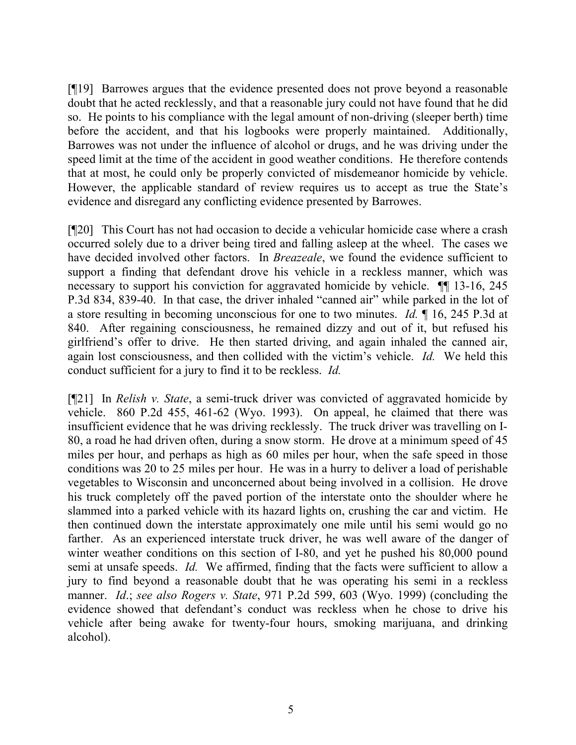[¶19] Barrowes argues that the evidence presented does not prove beyond a reasonable doubt that he acted recklessly, and that a reasonable jury could not have found that he did so. He points to his compliance with the legal amount of non-driving (sleeper berth) time before the accident, and that his logbooks were properly maintained. Additionally, Barrowes was not under the influence of alcohol or drugs, and he was driving under the speed limit at the time of the accident in good weather conditions. He therefore contends that at most, he could only be properly convicted of misdemeanor homicide by vehicle. However, the applicable standard of review requires us to accept as true the State's evidence and disregard any conflicting evidence presented by Barrowes.

[¶20] This Court has not had occasion to decide a vehicular homicide case where a crash occurred solely due to a driver being tired and falling asleep at the wheel. The cases we have decided involved other factors. In *Breazeale*, we found the evidence sufficient to support a finding that defendant drove his vehicle in a reckless manner, which was necessary to support his conviction for aggravated homicide by vehicle. ¶¶ 13-16, 245 P.3d 834, 839-40. In that case, the driver inhaled "canned air" while parked in the lot of a store resulting in becoming unconscious for one to two minutes. *Id.* ¶ 16, 245 P.3d at 840. After regaining consciousness, he remained dizzy and out of it, but refused his girlfriend's offer to drive. He then started driving, and again inhaled the canned air, again lost consciousness, and then collided with the victim's vehicle. *Id.* We held this conduct sufficient for a jury to find it to be reckless. *Id.*

[¶21] In *Relish v. State*, a semi-truck driver was convicted of aggravated homicide by vehicle. 860 P.2d 455, 461-62 (Wyo. 1993). On appeal, he claimed that there was insufficient evidence that he was driving recklessly. The truck driver was travelling on I-80, a road he had driven often, during a snow storm. He drove at a minimum speed of 45 miles per hour, and perhaps as high as 60 miles per hour, when the safe speed in those conditions was 20 to 25 miles per hour. He was in a hurry to deliver a load of perishable vegetables to Wisconsin and unconcerned about being involved in a collision. He drove his truck completely off the paved portion of the interstate onto the shoulder where he slammed into a parked vehicle with its hazard lights on, crushing the car and victim. He then continued down the interstate approximately one mile until his semi would go no farther. As an experienced interstate truck driver, he was well aware of the danger of winter weather conditions on this section of I-80, and yet he pushed his 80,000 pound semi at unsafe speeds. *Id.* We affirmed, finding that the facts were sufficient to allow a jury to find beyond a reasonable doubt that he was operating his semi in a reckless manner. *Id.*; *see also Rogers v. State*, 971 P.2d 599, 603 (Wyo. 1999) (concluding the evidence showed that defendant's conduct was reckless when he chose to drive his vehicle after being awake for twenty-four hours, smoking marijuana, and drinking alcohol).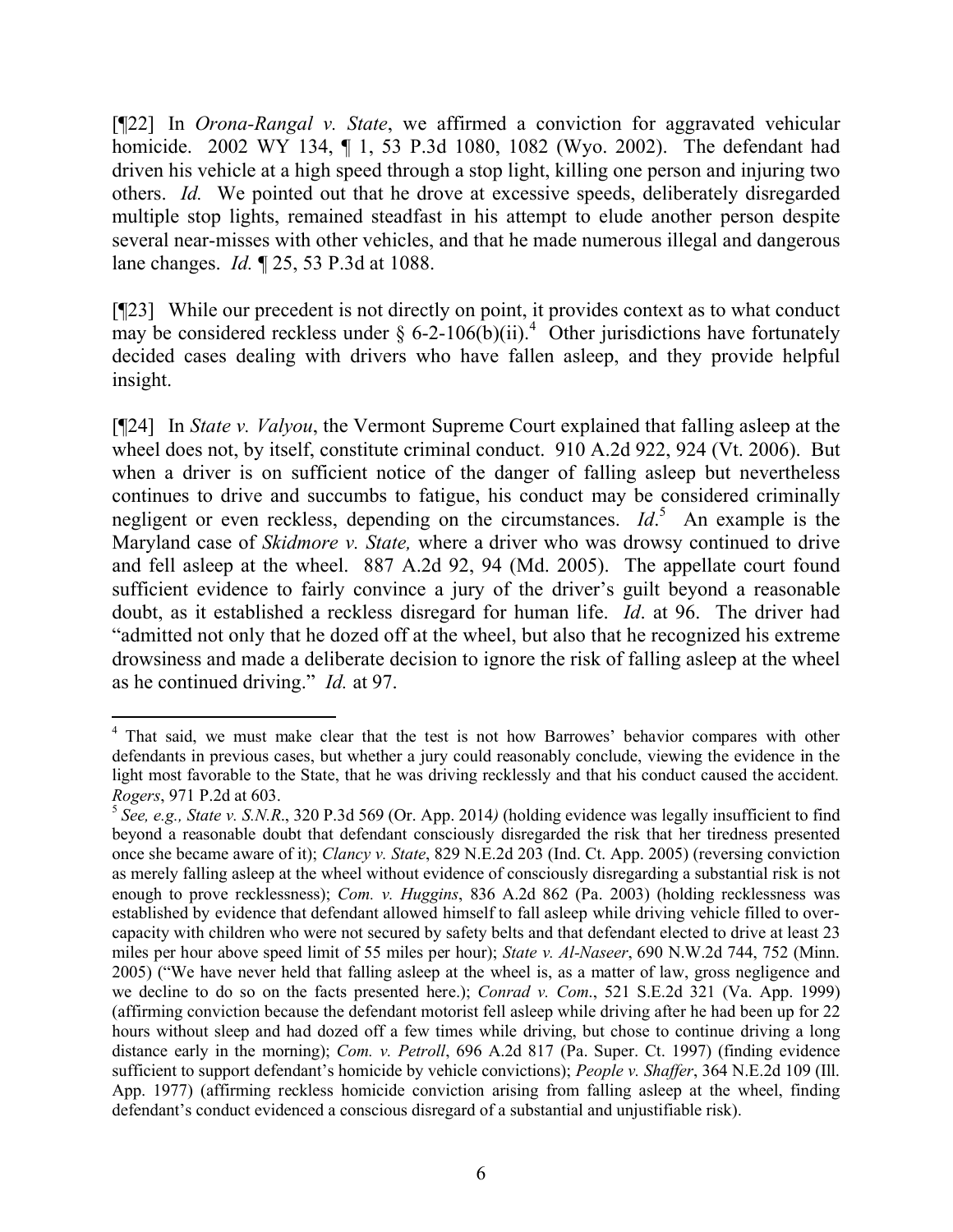[¶22] In *Orona-Rangal v. State*, we affirmed a conviction for aggravated vehicular homicide. 2002 WY 134, ¶ 1, 53 P.3d 1080, 1082 (Wyo. 2002). The defendant had driven his vehicle at a high speed through a stop light, killing one person and injuring two others. *Id.* We pointed out that he drove at excessive speeds, deliberately disregarded multiple stop lights, remained steadfast in his attempt to elude another person despite several near-misses with other vehicles, and that he made numerous illegal and dangerous lane changes. *Id.* ¶ 25, 53 P.3d at 1088.

[¶23] While our precedent is not directly on point, it provides context as to what conduct may be considered reckless under § 6-2-106(b)(ii).[4] Other jurisdictions have fortunately decided cases dealing with drivers who have fallen asleep, and they provide helpful insight.

[¶24] In *State v. Valyou*, the Vermont Supreme Court explained that falling asleep at the wheel does not, by itself, constitute criminal conduct. 910 A.2d 922, 924 (Vt. 2006). But when a driver is on sufficient notice of the danger of falling asleep but nevertheless continues to drive and succumbs to fatigue, his conduct may be considered criminally negligent or even reckless, depending on the circumstances. *Id*.[5] An example is the Maryland case of *Skidmore v. State,* where a driver who was drowsy continued to drive and fell asleep at the wheel. 887 A.2d 92, 94 (Md. 2005). The appellate court found sufficient evidence to fairly convince a jury of the driver's guilt beyond a reasonable doubt, as it established a reckless disregard for human life. *Id*. at 96. The driver had "admitted not only that he dozed off at the wheel, but also that he recognized his extreme drowsiness and made a deliberate decision to ignore the risk of falling asleep at the wheel as he continued driving." *Id.* at 97.

---

[4] That said, we must make clear that the test is not how Barrowes' behavior compares with other defendants in previous cases, but whether a jury could reasonably conclude, viewing the evidence in the light most favorable to the State, that he was driving recklessly and that his conduct caused the accident. *Rogers*, 971 P.2d at 603.

[5] *See, e.g., State v. S.N.R*., 320 P.3d 569 (Or. App. 2014) (holding evidence was legally insufficient to find beyond a reasonable doubt that defendant consciously disregarded the risk that her tiredness presented once she became aware of it); *Clancy v. State*, 829 N.E.2d 203 (Ind. Ct. App. 2005) (reversing conviction as merely falling asleep at the wheel without evidence of consciously disregarding a substantial risk is not enough to prove recklessness); *Com. v. Huggins*, 836 A.2d 862 (Pa. 2003) (holding recklessness was established by evidence that defendant allowed himself to fall asleep while driving vehicle filled to over-capacity with children who were not secured by safety belts and that defendant elected to drive at least 23 miles per hour above speed limit of 55 miles per hour); *State v. Al-Naseer*, 690 N.W.2d 744, 752 (Minn. 2005) ("We have never held that falling asleep at the wheel is, as a matter of law, gross negligence and we decline to do so on the facts presented here.); *Conrad v. Com*., 521 S.E.2d 321 (Va. App. 1999) (affirming conviction because the defendant motorist fell asleep while driving after he had been up for 22 hours without sleep and had dozed off a few times while driving, but chose to continue driving a long distance early in the morning); *Com. v. Petroll*, 696 A.2d 817 (Pa. Super. Ct. 1997) (finding evidence sufficient to support defendant's homicide by vehicle convictions); *People v. Shaffer*, 364 N.E.2d 109 (Ill. App. 1977) (affirming reckless homicide conviction arising from falling asleep at the wheel, finding defendant's conduct evidenced a conscious disregard of a substantial and unjustifiable risk).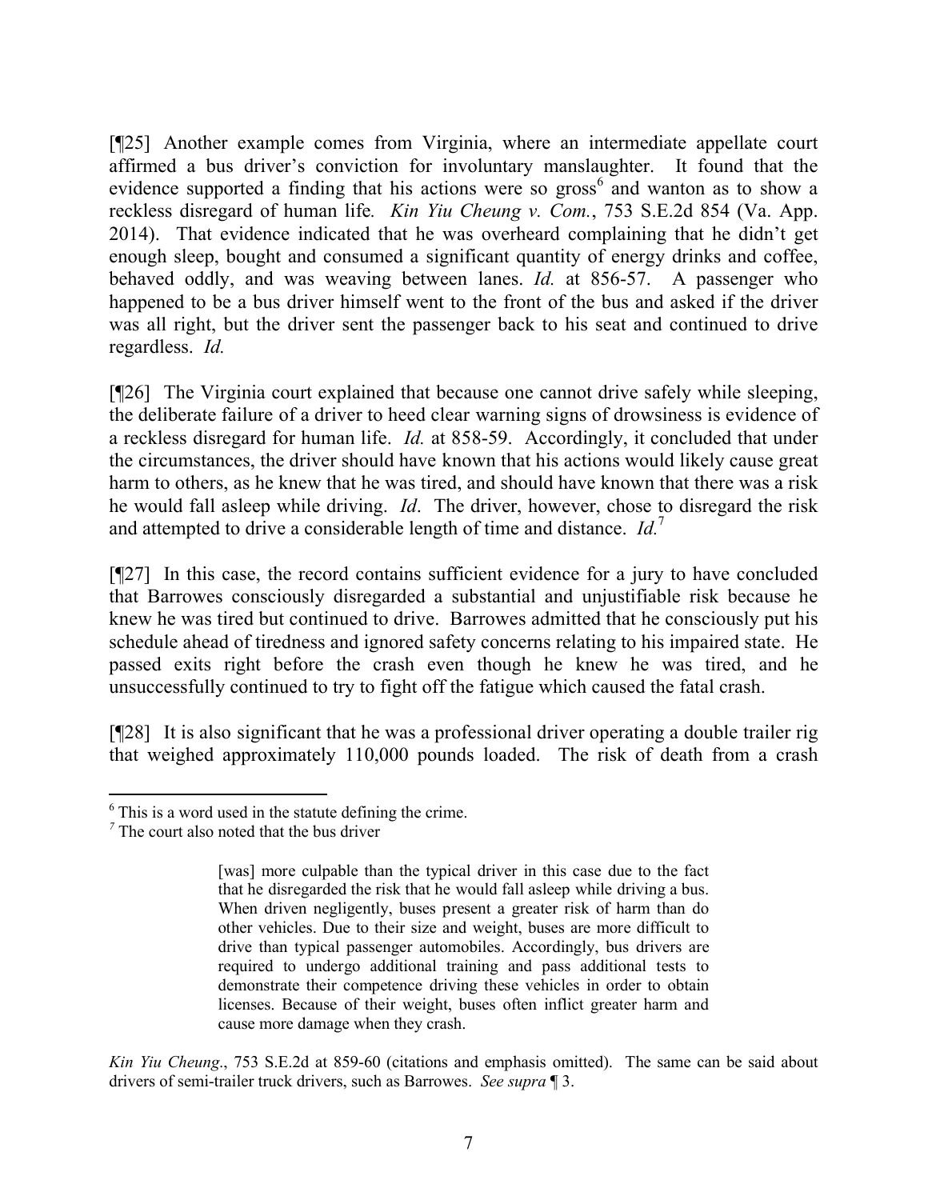[¶25] Another example comes from Virginia, where an intermediate appellate court affirmed a bus driver's conviction for involuntary manslaughter. It found that the evidence supported a finding that his actions were so gross[6] and wanton as to show a reckless disregard of human life. *Kin Yiu Cheung v. Com.*, 753 S.E.2d 854 (Va. App. 2014). That evidence indicated that he was overheard complaining that he didn't get enough sleep, bought and consumed a significant quantity of energy drinks and coffee, behaved oddly, and was weaving between lanes. *Id.* at 856-57. A passenger who happened to be a bus driver himself went to the front of the bus and asked if the driver was all right, but the driver sent the passenger back to his seat and continued to drive regardless. *Id.*

[¶26] The Virginia court explained that because one cannot drive safely while sleeping, the deliberate failure of a driver to heed clear warning signs of drowsiness is evidence of a reckless disregard for human life. *Id.* at 858-59. Accordingly, it concluded that under the circumstances, the driver should have known that his actions would likely cause great harm to others, as he knew that he was tired, and should have known that there was a risk he would fall asleep while driving. *Id*. The driver, however, chose to disregard the risk and attempted to drive a considerable length of time and distance. *Id.*[7]

[¶27] In this case, the record contains sufficient evidence for a jury to have concluded that Barrowes consciously disregarded a substantial and unjustifiable risk because he knew he was tired but continued to drive. Barrowes admitted that he consciously put his schedule ahead of tiredness and ignored safety concerns relating to his impaired state. He passed exits right before the crash even though he knew he was tired, and he unsuccessfully continued to try to fight off the fatigue which caused the fatal crash.

[¶28] It is also significant that he was a professional driver operating a double trailer rig that weighed approximately 110,000 pounds loaded. The risk of death from a crash

---

[6] This is a word used in the statute defining the crime.

[7] The court also noted that the bus driver

> [was] more culpable than the typical driver in this case due to the fact that he disregarded the risk that he would fall asleep while driving a bus. When driven negligently, buses present a greater risk of harm than do other vehicles. Due to their size and weight, buses are more difficult to drive than typical passenger automobiles. Accordingly, bus drivers are required to undergo additional training and pass additional tests to demonstrate their competence driving these vehicles in order to obtain licenses. Because of their weight, buses often inflict greater harm and cause more damage when they crash.

*Kin Yiu Cheung*., 753 S.E.2d at 859-60 (citations and emphasis omitted). The same can be said about drivers of semi-trailer truck drivers, such as Barrowes. *See supra* ¶ 3.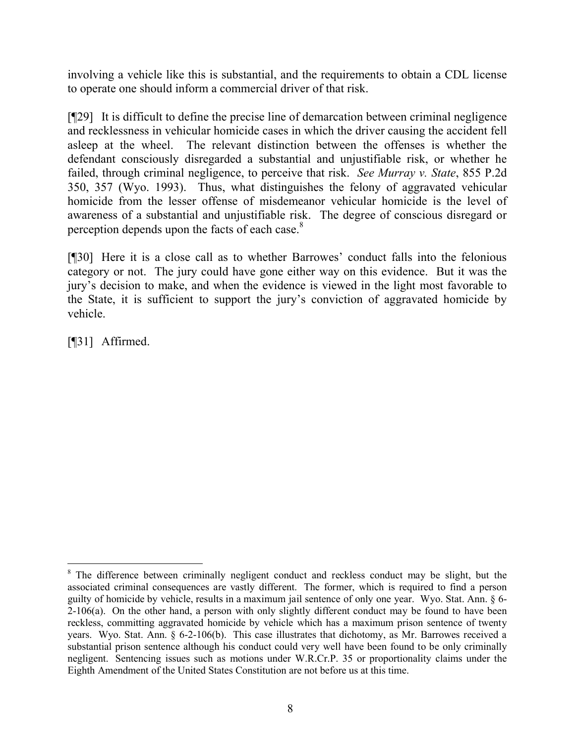involving a vehicle like this is substantial, and the requirements to obtain a CDL license to operate one should inform a commercial driver of that risk.

[¶29] It is difficult to define the precise line of demarcation between criminal negligence and recklessness in vehicular homicide cases in which the driver causing the accident fell asleep at the wheel. The relevant distinction between the offenses is whether the defendant consciously disregarded a substantial and unjustifiable risk, or whether he failed, through criminal negligence, to perceive that risk. *See Murray v. State*, 855 P.2d 350, 357 (Wyo. 1993). Thus, what distinguishes the felony of aggravated vehicular homicide from the lesser offense of misdemeanor vehicular homicide is the level of awareness of a substantial and unjustifiable risk. The degree of conscious disregard or perception depends upon the facts of each case.[8]

[¶30] Here it is a close call as to whether Barrowes' conduct falls into the felonious category or not. The jury could have gone either way on this evidence. But it was the jury's decision to make, and when the evidence is viewed in the light most favorable to the State, it is sufficient to support the jury's conviction of aggravated homicide by vehicle.

[¶31] Affirmed.

---

[8] The difference between criminally negligent conduct and reckless conduct may be slight, but the associated criminal consequences are vastly different. The former, which is required to find a person guilty of homicide by vehicle, results in a maximum jail sentence of only one year. Wyo. Stat. Ann. § 6-2-106(a). On the other hand, a person with only slightly different conduct may be found to have been reckless, committing aggravated homicide by vehicle which has a maximum prison sentence of twenty years. Wyo. Stat. Ann. § 6-2-106(b). This case illustrates that dichotomy, as Mr. Barrowes received a substantial prison sentence although his conduct could very well have been found to be only criminally negligent. Sentencing issues such as motions under W.R.Cr.P. 35 or proportionality claims under the Eighth Amendment of the United States Constitution are not before us at this time.